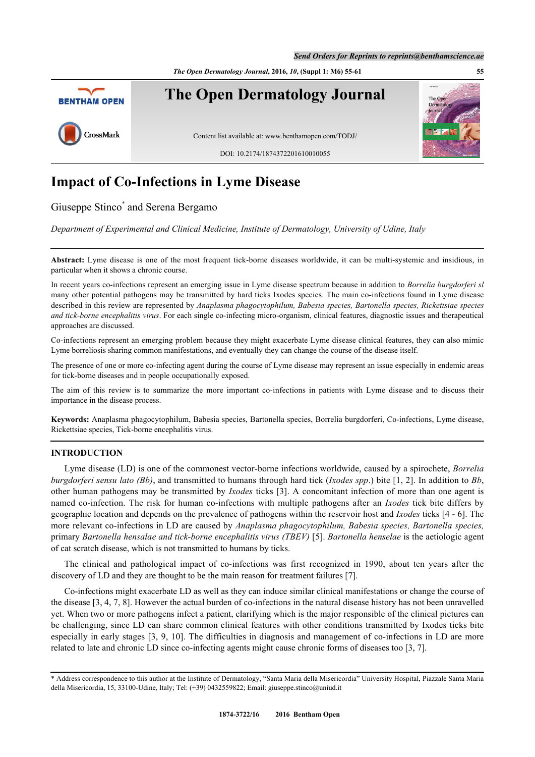# Impact of Co-Infections in Lyme Disease

Giuseppe Stinco* and Serena Bergamo

*Department of Experimental and Clinical Medicine, Institute of Dermatology, University of Udine, Italy*

**Abstract:** Lyme disease is one of the most frequent tick-borne diseases worldwide, it can be multi-systemic and insidious, in particular when it shows a chronic course.

In recent years co-infections represent an emerging issue in Lyme disease spectrum because in addition to *Borrelia burgdorferi sl* many other potential pathogens may be transmitted by hard ticks Ixodes species. The main co-infections found in Lyme disease described in this review are represented by *Anaplasma phagocytophilum, Babesia species, Bartonella species, Rickettsiae species and tick-borne encephalitis virus*. For each single co-infecting micro-organism, clinical features, diagnostic issues and therapeutical approaches are discussed.

Co-infections represent an emerging problem because they might exacerbate Lyme disease clinical features, they can also mimic Lyme borreliosis sharing common manifestations, and eventually they can change the course of the disease itself.

The presence of one or more co-infecting agent during the course of Lyme disease may represent an issue especially in endemic areas for tick-borne diseases and in people occupationally exposed.

The aim of this review is to summarize the more important co-infections in patients with Lyme disease and to discuss their importance in the disease process.

**Keywords:** Anaplasma phagocytophilum, Babesia species, Bartonella species, Borrelia burgdorferi, Co-infections, Lyme disease, Rickettsiae species, Tick-borne encephalitis virus.

## INTRODUCTION

Lyme disease (LD) is one of the commonest vector-borne infections worldwide, caused by a spirochete, *Borrelia burgdorferi sensu lato (Bb)*, and transmitted to humans through hard tick (*Ixodes spp.*) bite [1, 2]. In addition to *Bb*, other human pathogens may be transmitted by *Ixodes* ticks [3]. A concomitant infection of more than one agent is named co-infection. The risk for human co-infections with multiple pathogens after an *Ixodes* tick bite differs by geographic location and depends on the prevalence of pathogens within the reservoir host and *Ixodes* ticks [4 - 6]. The more relevant co-infections in LD are caused by *Anaplasma phagocytophilum, Babesia species, Bartonella species,* primary *Bartonella hensalae and tick-borne encephalitis virus (TBEV)* [5]. *Bartonella henselae* is the aetiologic agent of cat scratch disease, which is not transmitted to humans by ticks.

The clinical and pathological impact of co-infections was first recognized in 1990, about ten years after the discovery of LD and they are thought to be the main reason for treatment failures [7].

Co-infections might exacerbate LD as well as they can induce similar clinical manifestations or change the course of the disease [3, 4, 7, 8]. However the actual burden of co-infections in the natural disease history has not been unravelled yet. When two or more pathogens infect a patient, clarifying which is the major responsible of the clinical pictures can be challenging, since LD can share common clinical features with other conditions transmitted by Ixodes ticks bite especially in early stages [3, 9, 10]. The difficulties in diagnosis and management of co-infections in LD are more related to late and chronic LD since co-infecting agents might cause chronic forms of diseases too [3, 7].

* Address correspondence to this author at the Institute of Dermatology, "Santa Maria della Misericordia" University Hospital, Piazzale Santa Maria della Misericordia, 15, 33100-Udine, Italy; Tel: (+39) 0432559822; Email: giuseppe.stinco@uniud.it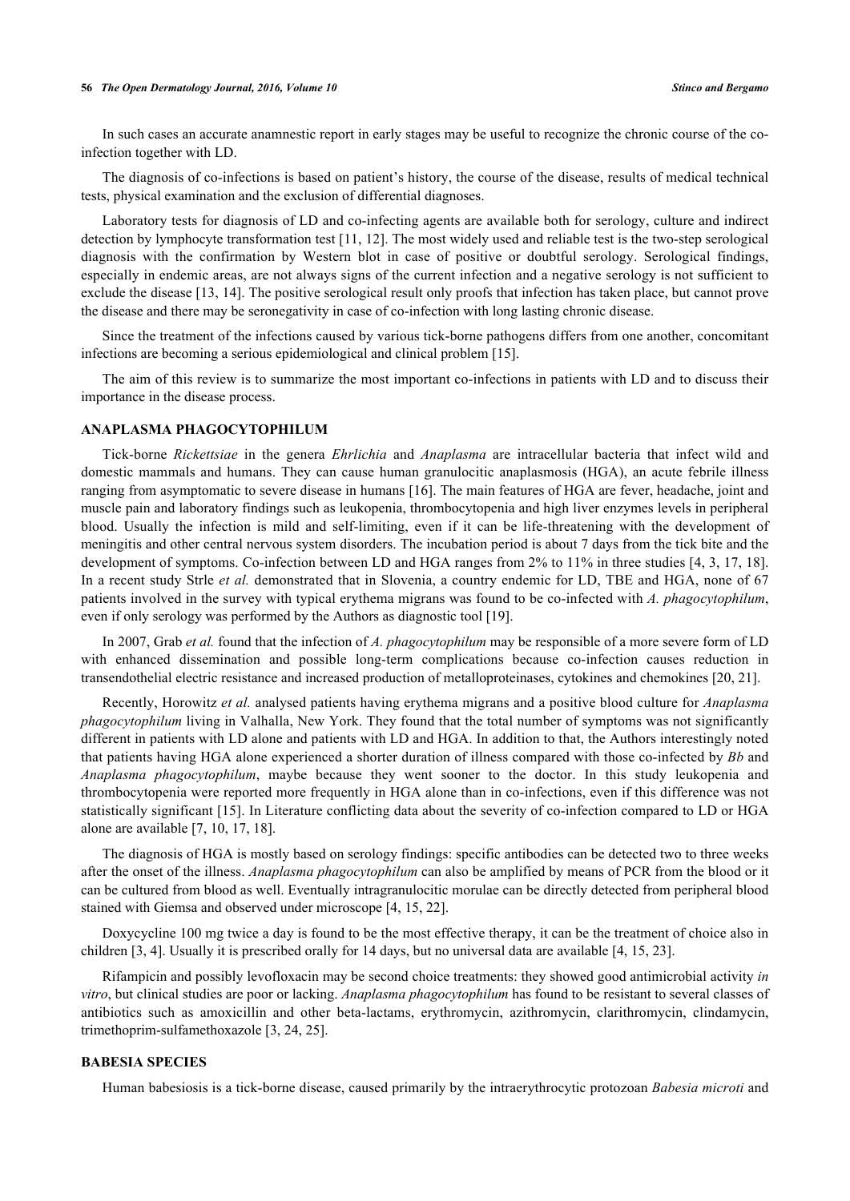In such cases an accurate anamnestic report in early stages may be useful to recognize the chronic course of the co-infection together with LD.

The diagnosis of co-infections is based on patient's history, the course of the disease, results of medical technical tests, physical examination and the exclusion of differential diagnoses.

Laboratory tests for diagnosis of LD and co-infecting agents are available both for serology, culture and indirect detection by lymphocyte transformation test [11, 12]. The most widely used and reliable test is the two-step serological diagnosis with the confirmation by Western blot in case of positive or doubtful serology. Serological findings, especially in endemic areas, are not always signs of the current infection and a negative serology is not sufficient to exclude the disease [13, 14]. The positive serological result only proofs that infection has taken place, but cannot prove the disease and there may be seronegativity in case of co-infection with long lasting chronic disease.

Since the treatment of the infections caused by various tick-borne pathogens differs from one another, concomitant infections are becoming a serious epidemiological and clinical problem [15].

The aim of this review is to summarize the most important co-infections in patients with LD and to discuss their importance in the disease process.

## ANAPLASMA PHAGOCYTOPHILUM

Tick-borne *Rickettsiae* in the genera *Ehrlichia* and *Anaplasma* are intracellular bacteria that infect wild and domestic mammals and humans. They can cause human granulocitic anaplasmosis (HGA), an acute febrile illness ranging from asymptomatic to severe disease in humans [16]. The main features of HGA are fever, headache, joint and muscle pain and laboratory findings such as leukopenia, thrombocytopenia and high liver enzymes levels in peripheral blood. Usually the infection is mild and self-limiting, even if it can be life-threatening with the development of meningitis and other central nervous system disorders. The incubation period is about 7 days from the tick bite and the development of symptoms. Co-infection between LD and HGA ranges from 2% to 11% in three studies [4, 3, 17, 18]. In a recent study Strle *et al.* demonstrated that in Slovenia, a country endemic for LD, TBE and HGA, none of 67 patients involved in the survey with typical erythema migrans was found to be co-infected with *A. phagocytophilum*, even if only serology was performed by the Authors as diagnostic tool [19].

In 2007, Grab *et al.* found that the infection of *A. phagocytophilum* may be responsible of a more severe form of LD with enhanced dissemination and possible long-term complications because co-infection causes reduction in transendothelial electric resistance and increased production of metalloproteinases, cytokines and chemokines [20, 21].

Recently, Horowitz *et al.* analysed patients having erythema migrans and a positive blood culture for *Anaplasma phagocytophilum* living in Valhalla, New York. They found that the total number of symptoms was not significantly different in patients with LD alone and patients with LD and HGA. In addition to that, the Authors interestingly noted that patients having HGA alone experienced a shorter duration of illness compared with those co-infected by *Bb* and *Anaplasma phagocytophilum*, maybe because they went sooner to the doctor. In this study leukopenia and thrombocytopenia were reported more frequently in HGA alone than in co-infections, even if this difference was not statistically significant [15]. In Literature conflicting data about the severity of co-infection compared to LD or HGA alone are available [7, 10, 17, 18].

The diagnosis of HGA is mostly based on serology findings: specific antibodies can be detected two to three weeks after the onset of the illness. *Anaplasma phagocytophilum* can also be amplified by means of PCR from the blood or it can be cultured from blood as well. Eventually intragranulocitic morulae can be directly detected from peripheral blood stained with Giemsa and observed under microscope [4, 15, 22].

Doxycycline 100 mg twice a day is found to be the most effective therapy, it can be the treatment of choice also in children [3, 4]. Usually it is prescribed orally for 14 days, but no universal data are available [4, 15, 23].

Rifampicin and possibly levofloxacin may be second choice treatments: they showed good antimicrobial activity *in vitro*, but clinical studies are poor or lacking. *Anaplasma phagocytophilum* has found to be resistant to several classes of antibiotics such as amoxicillin and other beta-lactams, erythromycin, azithromycin, clarithromycin, clindamycin, trimethoprim-sulfamethoxazole [3, 24, 25].

## BABESIA SPECIES

Human babesiosis is a tick-borne disease, caused primarily by the intraerythrocytic protozoan *Babesia microti* and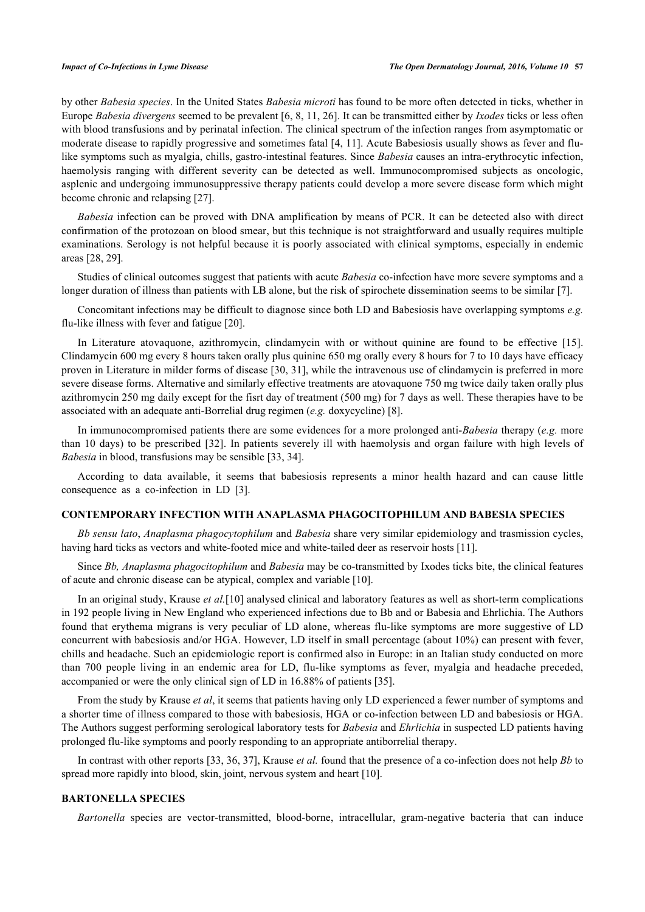by other *Babesia species*. In the United States *Babesia microti* has found to be more often detected in ticks, whether in Europe *Babesia divergens* seemed to be prevalent [6, 8, 11, 26]. It can be transmitted either by *Ixodes* ticks or less often with blood transfusions and by perinatal infection. The clinical spectrum of the infection ranges from asymptomatic or moderate disease to rapidly progressive and sometimes fatal [4, 11]. Acute Babesiosis usually shows as fever and flu-like symptoms such as myalgia, chills, gastro-intestinal features. Since *Babesia* causes an intra-erythrocytic infection, haemolysis ranging with different severity can be detected as well. Immunocompromised subjects as oncologic, asplenic and undergoing immunosuppressive therapy patients could develop a more severe disease form which might become chronic and relapsing [27].

*Babesia* infection can be proved with DNA amplification by means of PCR. It can be detected also with direct confirmation of the protozoan on blood smear, but this technique is not straightforward and usually requires multiple examinations. Serology is not helpful because it is poorly associated with clinical symptoms, especially in endemic areas [28, 29].

Studies of clinical outcomes suggest that patients with acute *Babesia* co-infection have more severe symptoms and a longer duration of illness than patients with LB alone, but the risk of spirochete dissemination seems to be similar [7].

Concomitant infections may be difficult to diagnose since both LD and Babesiosis have overlapping symptoms *e.g.* flu-like illness with fever and fatigue [20].

In Literature atovaquone, azithromycin, clindamycin with or without quinine are found to be effective [15]. Clindamycin 600 mg every 8 hours taken orally plus quinine 650 mg orally every 8 hours for 7 to 10 days have efficacy proven in Literature in milder forms of disease [30, 31], while the intravenous use of clindamycin is preferred in more severe disease forms. Alternative and similarly effective treatments are atovaquone 750 mg twice daily taken orally plus azithromycin 250 mg daily except for the fisrt day of treatment (500 mg) for 7 days as well. These therapies have to be associated with an adequate anti-Borrelial drug regimen (*e.g.* doxycycline) [8].

In immunocompromised patients there are some evidences for a more prolonged anti-*Babesia* therapy (*e.g.* more than 10 days) to be prescribed [32]. In patients severely ill with haemolysis and organ failure with high levels of *Babesia* in blood, transfusions may be sensible [33, 34].

According to data available, it seems that babesiosis represents a minor health hazard and can cause little consequence as a co-infection in LD [3].

## CONTEMPORARY INFECTION WITH ANAPLASMA PHAGOCITOPHILUM AND BABESIA SPECIES

*Bb sensu lato*, *Anaplasma phagocytophilum* and *Babesia* share very similar epidemiology and trasmission cycles, having hard ticks as vectors and white-footed mice and white-tailed deer as reservoir hosts [11].

Since *Bb, Anaplasma phagocitophilum* and *Babesia* may be co-transmitted by Ixodes ticks bite, the clinical features of acute and chronic disease can be atypical, complex and variable [10].

In an original study, Krause *et al.*[10] analysed clinical and laboratory features as well as short-term complications in 192 people living in New England who experienced infections due to Bb and or Babesia and Ehrlichia. The Authors found that erythema migrans is very peculiar of LD alone, whereas flu-like symptoms are more suggestive of LD concurrent with babesiosis and/or HGA. However, LD itself in small percentage (about 10%) can present with fever, chills and headache. Such an epidemiologic report is confirmed also in Europe: in an Italian study conducted on more than 700 people living in an endemic area for LD, flu-like symptoms as fever, myalgia and headache preceded, accompanied or were the only clinical sign of LD in 16.88% of patients [35].

From the study by Krause *et al*, it seems that patients having only LD experienced a fewer number of symptoms and a shorter time of illness compared to those with babesiosis, HGA or co-infection between LD and babesiosis or HGA. The Authors suggest performing serological laboratory tests for *Babesia* and *Ehrlichia* in suspected LD patients having prolonged flu-like symptoms and poorly responding to an appropriate antiborrelial therapy.

In contrast with other reports [33, 36, 37], Krause *et al.* found that the presence of a co-infection does not help *Bb* to spread more rapidly into blood, skin, joint, nervous system and heart [10].

## BARTONELLA SPECIES

*Bartonella* species are vector-transmitted, blood-borne, intracellular, gram-negative bacteria that can induce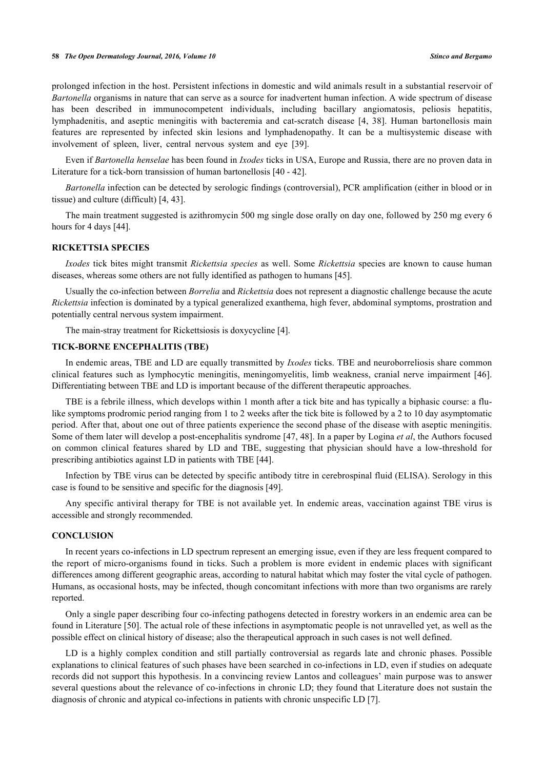prolonged infection in the host. Persistent infections in domestic and wild animals result in a substantial reservoir of *Bartonella* organisms in nature that can serve as a source for inadvertent human infection. A wide spectrum of disease has been described in immunocompetent individuals, including bacillary angiomatosis, peliosis hepatitis, lymphadenitis, and aseptic meningitis with bacteremia and cat-scratch disease [4, 38]. Human bartonellosis main features are represented by infected skin lesions and lymphadenopathy. It can be a multisystemic disease with involvement of spleen, liver, central nervous system and eye [39].

Even if *Bartonella henselae* has been found in *Ixodes* ticks in USA, Europe and Russia, there are no proven data in Literature for a tick-born transission of human bartonellosis [40 - 42].

*Bartonella* infection can be detected by serologic findings (controversial), PCR amplification (either in blood or in tissue) and culture (difficult) [4, 43].

The main treatment suggested is azithromycin 500 mg single dose orally on day one, followed by 250 mg every 6 hours for 4 days [44].

## RICKETTSIA SPECIES

*Ixodes* tick bites might transmit *Rickettsia species* as well. Some *Rickettsia* species are known to cause human diseases, whereas some others are not fully identified as pathogen to humans [45].

Usually the co-infection between *Borrelia* and *Rickettsia* does not represent a diagnostic challenge because the acute *Rickettsia* infection is dominated by a typical generalized exanthema, high fever, abdominal symptoms, prostration and potentially central nervous system impairment.

The main-stray treatment for Rickettsiosis is doxycycline [4].

## TICK-BORNE ENCEPHALITIS (TBE)

In endemic areas, TBE and LD are equally transmitted by *Ixodes* ticks. TBE and neuroborreliosis share common clinical features such as lymphocytic meningitis, meningomyelitis, limb weakness, cranial nerve impairment [46]. Differentiating between TBE and LD is important because of the different therapeutic approaches.

TBE is a febrile illness, which develops within 1 month after a tick bite and has typically a biphasic course: a flu-like symptoms prodromic period ranging from 1 to 2 weeks after the tick bite is followed by a 2 to 10 day asymptomatic period. After that, about one out of three patients experience the second phase of the disease with aseptic meningitis. Some of them later will develop a post-encephalitis syndrome [47, 48]. In a paper by Logina *et al*, the Authors focused on common clinical features shared by LD and TBE, suggesting that physician should have a low-threshold for prescribing antibiotics against LD in patients with TBE [44].

Infection by TBE virus can be detected by specific antibody titre in cerebrospinal fluid (ELISA). Serology in this case is found to be sensitive and specific for the diagnosis [49].

Any specific antiviral therapy for TBE is not available yet. In endemic areas, vaccination against TBE virus is accessible and strongly recommended.

## CONCLUSION

In recent years co-infections in LD spectrum represent an emerging issue, even if they are less frequent compared to the report of micro-organisms found in ticks. Such a problem is more evident in endemic places with significant differences among different geographic areas, according to natural habitat which may foster the vital cycle of pathogen. Humans, as occasional hosts, may be infected, though concomitant infections with more than two organisms are rarely reported.

Only a single paper describing four co-infecting pathogens detected in forestry workers in an endemic area can be found in Literature [50]. The actual role of these infections in asymptomatic people is not unravelled yet, as well as the possible effect on clinical history of disease; also the therapeutical approach in such cases is not well defined.

LD is a highly complex condition and still partially controversial as regards late and chronic phases. Possible explanations to clinical features of such phases have been searched in co-infections in LD, even if studies on adequate records did not support this hypothesis. In a convincing review Lantos and colleagues' main purpose was to answer several questions about the relevance of co-infections in chronic LD; they found that Literature does not sustain the diagnosis of chronic and atypical co-infections in patients with chronic unspecific LD [7].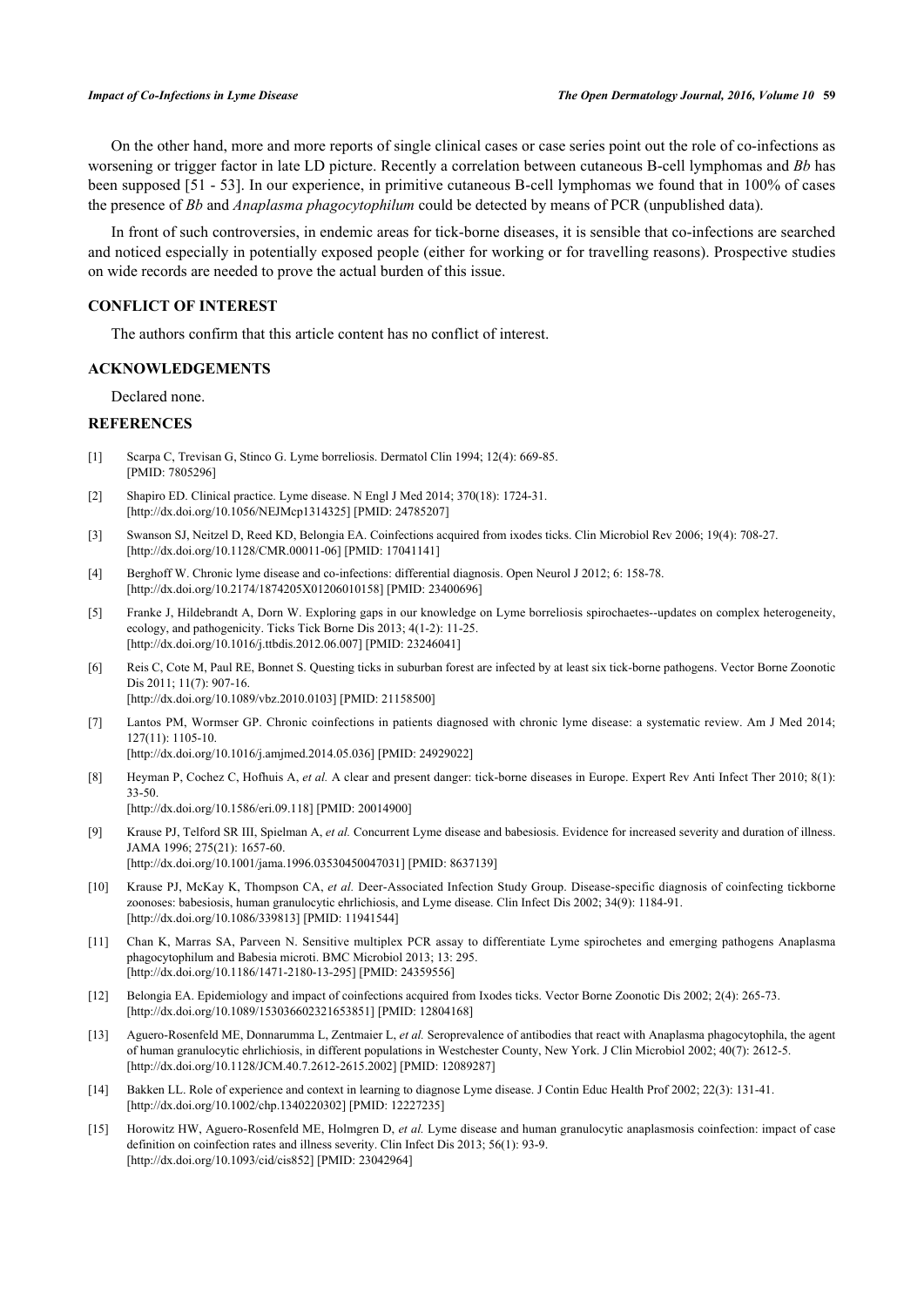On the other hand, more and more reports of single clinical cases or case series point out the role of co-infections as worsening or trigger factor in late LD picture. Recently a correlation between cutaneous B-cell lymphomas and *Bb* has been supposed [51 - 53]. In our experience, in primitive cutaneous B-cell lymphomas we found that in 100% of cases the presence of *Bb* and *Anaplasma phagocytophilum* could be detected by means of PCR (unpublished data).

In front of such controversies, in endemic areas for tick-borne diseases, it is sensible that co-infections are searched and noticed especially in potentially exposed people (either for working or for travelling reasons). Prospective studies on wide records are needed to prove the actual burden of this issue.

## CONFLICT OF INTEREST

The authors confirm that this article content has no conflict of interest.

## ACKNOWLEDGEMENTS

Declared none.

## REFERENCES

[1] Scarpa C, Trevisan G, Stinco G. Lyme borreliosis. Dermatol Clin 1994; 12(4): 669-85. [PMID: 7805296]

[2] Shapiro ED. Clinical practice. Lyme disease. N Engl J Med 2014; 370(18): 1724-31. [http://dx.doi.org/10.1056/NEJMcp1314325] [PMID: 24785207]

[3] Swanson SJ, Neitzel D, Reed KD, Belongia EA. Coinfections acquired from ixodes ticks. Clin Microbiol Rev 2006; 19(4): 708-27. [http://dx.doi.org/10.1128/CMR.00011-06] [PMID: 17041141]

[4] Berghoff W. Chronic lyme disease and co-infections: differential diagnosis. Open Neurol J 2012; 6: 158-78. [http://dx.doi.org/10.2174/1874205X01206010158] [PMID: 23400696]

[5] Franke J, Hildebrandt A, Dorn W. Exploring gaps in our knowledge on Lyme borreliosis spirochaetes--updates on complex heterogeneity, ecology, and pathogenicity. Ticks Tick Borne Dis 2013; 4(1-2): 11-25. [http://dx.doi.org/10.1016/j.ttbdis.2012.06.007] [PMID: 23246041]

[6] Reis C, Cote M, Paul RE, Bonnet S. Questing ticks in suburban forest are infected by at least six tick-borne pathogens. Vector Borne Zoonotic Dis 2011; 11(7): 907-16. [http://dx.doi.org/10.1089/vbz.2010.0103] [PMID: 21158500]

[7] Lantos PM, Wormser GP. Chronic coinfections in patients diagnosed with chronic lyme disease: a systematic review. Am J Med 2014; 127(11): 1105-10. [http://dx.doi.org/10.1016/j.amjmed.2014.05.036] [PMID: 24929022]

[8] Heyman P, Cochez C, Hofhuis A, *et al.* A clear and present danger: tick-borne diseases in Europe. Expert Rev Anti Infect Ther 2010; 8(1): 33-50. [http://dx.doi.org/10.1586/eri.09.118] [PMID: 20014900]

[9] Krause PJ, Telford SR III, Spielman A, *et al.* Concurrent Lyme disease and babesiosis. Evidence for increased severity and duration of illness. JAMA 1996; 275(21): 1657-60. [http://dx.doi.org/10.1001/jama.1996.03530450047031] [PMID: 8637139]

[10] Krause PJ, McKay K, Thompson CA, *et al.* Deer-Associated Infection Study Group. Disease-specific diagnosis of coinfecting tickborne zoonoses: babesiosis, human granulocytic ehrlichiosis, and Lyme disease. Clin Infect Dis 2002; 34(9): 1184-91. [http://dx.doi.org/10.1086/339813] [PMID: 11941544]

[11] Chan K, Marras SA, Parveen N. Sensitive multiplex PCR assay to differentiate Lyme spirochetes and emerging pathogens Anaplasma phagocytophilum and Babesia microti. BMC Microbiol 2013; 13: 295. [http://dx.doi.org/10.1186/1471-2180-13-295] [PMID: 24359556]

[12] Belongia EA. Epidemiology and impact of coinfections acquired from Ixodes ticks. Vector Borne Zoonotic Dis 2002; 2(4): 265-73. [http://dx.doi.org/10.1089/153036602321653851] [PMID: 12804168]

[13] Aguero-Rosenfeld ME, Donnarumma L, Zentmaier L, *et al.* Seroprevalence of antibodies that react with Anaplasma phagocytophila, the agent of human granulocytic ehrlichiosis, in different populations in Westchester County, New York. J Clin Microbiol 2002; 40(7): 2612-5. [http://dx.doi.org/10.1128/JCM.40.7.2612-2615.2002] [PMID: 12089287]

[14] Bakken LL. Role of experience and context in learning to diagnose Lyme disease. J Contin Educ Health Prof 2002; 22(3): 131-41. [http://dx.doi.org/10.1002/chp.1340220302] [PMID: 12227235]

[15] Horowitz HW, Aguero-Rosenfeld ME, Holmgren D, *et al.* Lyme disease and human granulocytic anaplasmosis coinfection: impact of case definition on coinfection rates and illness severity. Clin Infect Dis 2013; 56(1): 93-9. [http://dx.doi.org/10.1093/cid/cis852] [PMID: 23042964]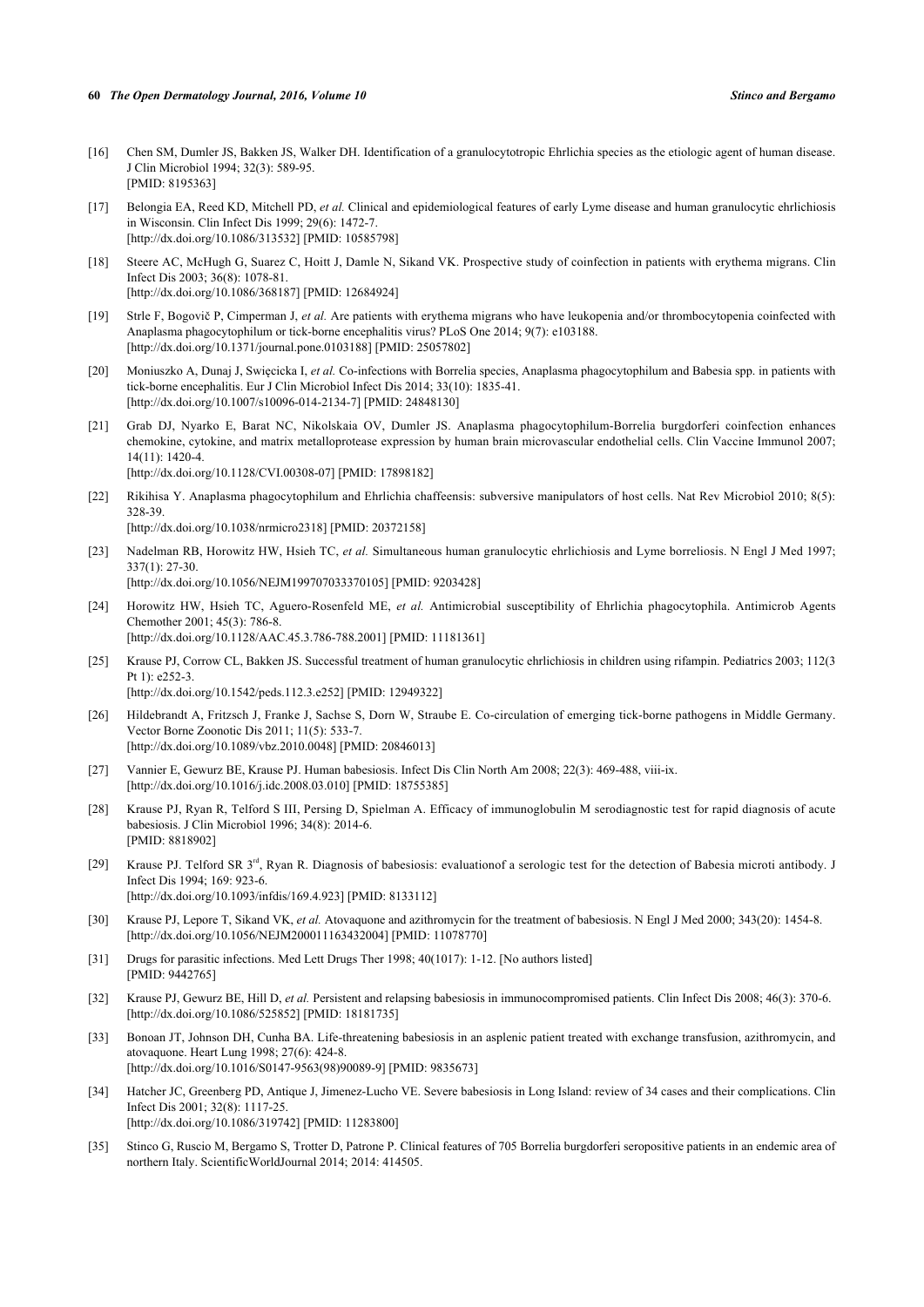[16] Chen SM, Dumler JS, Bakken JS, Walker DH. Identification of a granulocytotropic Ehrlichia species as the etiologic agent of human disease. J Clin Microbiol 1994; 32(3): 589-95.
[PMID: 8195363]

[17] Belongia EA, Reed KD, Mitchell PD, *et al.* Clinical and epidemiological features of early Lyme disease and human granulocytic ehrlichiosis in Wisconsin. Clin Infect Dis 1999; 29(6): 1472-7.
[http://dx.doi.org/10.1086/313532] [PMID: 10585798]

[18] Steere AC, McHugh G, Suarez C, Hoitt J, Damle N, Sikand VK. Prospective study of coinfection in patients with erythema migrans. Clin Infect Dis 2003; 36(8): 1078-81.
[http://dx.doi.org/10.1086/368187] [PMID: 12684924]

[19] Strle F, Bogovič P, Cimperman J, *et al.* Are patients with erythema migrans who have leukopenia and/or thrombocytopenia coinfected with Anaplasma phagocytophilum or tick-borne encephalitis virus? PLoS One 2014; 9(7): e103188.
[http://dx.doi.org/10.1371/journal.pone.0103188] [PMID: 25057802]

[20] Moniuszko A, Dunaj J, Swięcicka I, *et al.* Co-infections with Borrelia species, Anaplasma phagocytophilum and Babesia spp. in patients with tick-borne encephalitis. Eur J Clin Microbiol Infect Dis 2014; 33(10): 1835-41.
[http://dx.doi.org/10.1007/s10096-014-2134-7] [PMID: 24848130]

[21] Grab DJ, Nyarko E, Barat NC, Nikolskaia OV, Dumler JS. Anaplasma phagocytophilum-Borrelia burgdorferi coinfection enhances chemokine, cytokine, and matrix metalloprotease expression by human brain microvascular endothelial cells. Clin Vaccine Immunol 2007; 14(11): 1420-4.
[http://dx.doi.org/10.1128/CVI.00308-07] [PMID: 17898182]

[22] Rikihisa Y. Anaplasma phagocytophilum and Ehrlichia chaffeensis: subversive manipulators of host cells. Nat Rev Microbiol 2010; 8(5): 328-39.
[http://dx.doi.org/10.1038/nrmicro2318] [PMID: 20372158]

[23] Nadelman RB, Horowitz HW, Hsieh TC, *et al.* Simultaneous human granulocytic ehrlichiosis and Lyme borreliosis. N Engl J Med 1997; 337(1): 27-30.
[http://dx.doi.org/10.1056/NEJM199707033370105] [PMID: 9203428]

[24] Horowitz HW, Hsieh TC, Aguero-Rosenfeld ME, *et al.* Antimicrobial susceptibility of Ehrlichia phagocytophila. Antimicrob Agents Chemother 2001; 45(3): 786-8.
[http://dx.doi.org/10.1128/AAC.45.3.786-788.2001] [PMID: 11181361]

[25] Krause PJ, Corrow CL, Bakken JS. Successful treatment of human granulocytic ehrlichiosis in children using rifampin. Pediatrics 2003; 112(3 Pt 1): e252-3.
[http://dx.doi.org/10.1542/peds.112.3.e252] [PMID: 12949322]

[26] Hildebrandt A, Fritzsch J, Franke J, Sachse S, Dorn W, Straube E. Co-circulation of emerging tick-borne pathogens in Middle Germany. Vector Borne Zoonotic Dis 2011; 11(5): 533-7.
[http://dx.doi.org/10.1089/vbz.2010.0048] [PMID: 20846013]

[27] Vannier E, Gewurz BE, Krause PJ. Human babesiosis. Infect Dis Clin North Am 2008; 22(3): 469-488, viii-ix.
[http://dx.doi.org/10.1016/j.idc.2008.03.010] [PMID: 18755385]

[28] Krause PJ, Ryan R, Telford S III, Persing D, Spielman A. Efficacy of immunoglobulin M serodiagnostic test for rapid diagnosis of acute babesiosis. J Clin Microbiol 1996; 34(8): 2014-6.
[PMID: 8818902]

[29] Krause PJ. Telford SR 3rd, Ryan R. Diagnosis of babesiosis: evaluationof a serologic test for the detection of Babesia microti antibody. J Infect Dis 1994; 169: 923-6.
[http://dx.doi.org/10.1093/infdis/169.4.923] [PMID: 8133112]

[30] Krause PJ, Lepore T, Sikand VK, *et al.* Atovaquone and azithromycin for the treatment of babesiosis. N Engl J Med 2000; 343(20): 1454-8.
[http://dx.doi.org/10.1056/NEJM200011163432004] [PMID: 11078770]

[31] Drugs for parasitic infections. Med Lett Drugs Ther 1998; 40(1017): 1-12. [No authors listed]
[PMID: 9442765]

[32] Krause PJ, Gewurz BE, Hill D, *et al.* Persistent and relapsing babesiosis in immunocompromised patients. Clin Infect Dis 2008; 46(3): 370-6.
[http://dx.doi.org/10.1086/525852] [PMID: 18181735]

[33] Bonoan JT, Johnson DH, Cunha BA. Life-threatening babesiosis in an asplenic patient treated with exchange transfusion, azithromycin, and atovaquone. Heart Lung 1998; 27(6): 424-8.
[http://dx.doi.org/10.1016/S0147-9563(98)90089-9] [PMID: 9835673]

[34] Hatcher JC, Greenberg PD, Antique J, Jimenez-Lucho VE. Severe babesiosis in Long Island: review of 34 cases and their complications. Clin Infect Dis 2001; 32(8): 1117-25.
[http://dx.doi.org/10.1086/319742] [PMID: 11283800]

[35] Stinco G, Ruscio M, Bergamo S, Trotter D, Patrone P. Clinical features of 705 Borrelia burgdorferi seropositive patients in an endemic area of northern Italy. ScientificWorldJournal 2014; 2014: 414505.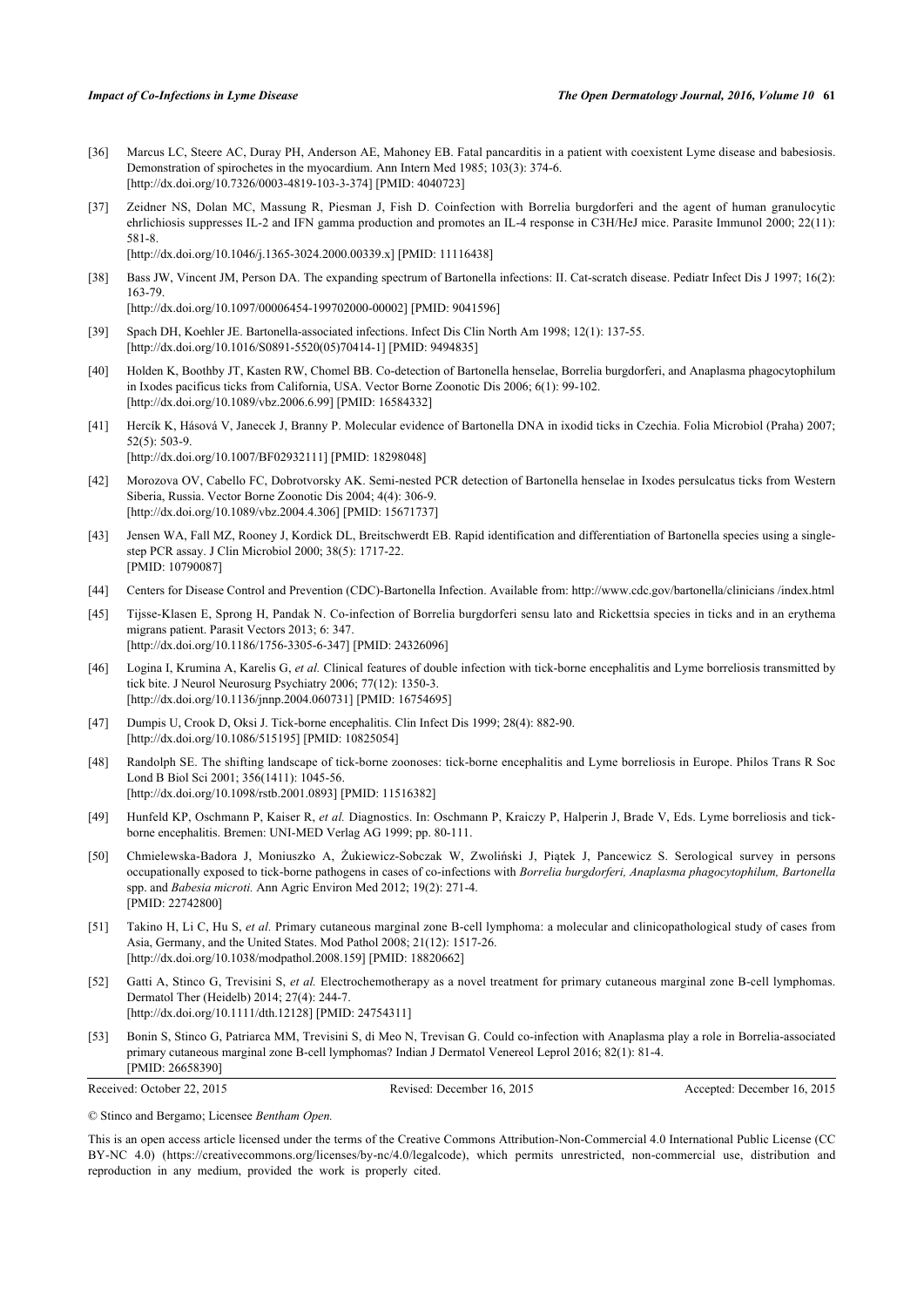[36] Marcus LC, Steere AC, Duray PH, Anderson AE, Mahoney EB. Fatal pancarditis in a patient with coexistent Lyme disease and babesiosis. Demonstration of spirochetes in the myocardium. Ann Intern Med 1985; 103(3): 374-6. [http://dx.doi.org/10.7326/0003-4819-103-3-374] [PMID: 4040723]

[37] Zeidner NS, Dolan MC, Massung R, Piesman J, Fish D. Coinfection with Borrelia burgdorferi and the agent of human granulocytic ehrlichiosis suppresses IL-2 and IFN gamma production and promotes an IL-4 response in C3H/HeJ mice. Parasite Immunol 2000; 22(11): 581-8. [http://dx.doi.org/10.1046/j.1365-3024.2000.00339.x] [PMID: 11116438]

[38] Bass JW, Vincent JM, Person DA. The expanding spectrum of Bartonella infections: II. Cat-scratch disease. Pediatr Infect Dis J 1997; 16(2): 163-79. [http://dx.doi.org/10.1097/00006454-199702000-00002] [PMID: 9041596]

[39] Spach DH, Koehler JE. Bartonella-associated infections. Infect Dis Clin North Am 1998; 12(1): 137-55. [http://dx.doi.org/10.1016/S0891-5520(05)70414-1] [PMID: 9494835]

[40] Holden K, Boothby JT, Kasten RW, Chomel BB. Co-detection of Bartonella henselae, Borrelia burgdorferi, and Anaplasma phagocytophilum in Ixodes pacificus ticks from California, USA. Vector Borne Zoonotic Dis 2006; 6(1): 99-102. [http://dx.doi.org/10.1089/vbz.2006.6.99] [PMID: 16584332]

[41] Hercík K, Hásová V, Janecek J, Branny P. Molecular evidence of Bartonella DNA in ixodid ticks in Czechia. Folia Microbiol (Praha) 2007; 52(5): 503-9. [http://dx.doi.org/10.1007/BF02932111] [PMID: 18298048]

[42] Morozova OV, Cabello FC, Dobrotvorsky AK. Semi-nested PCR detection of Bartonella henselae in Ixodes persulcatus ticks from Western Siberia, Russia. Vector Borne Zoonotic Dis 2004; 4(4): 306-9. [http://dx.doi.org/10.1089/vbz.2004.4.306] [PMID: 15671737]

[43] Jensen WA, Fall MZ, Rooney J, Kordick DL, Breitschwerdt EB. Rapid identification and differentiation of Bartonella species using a single-step PCR assay. J Clin Microbiol 2000; 38(5): 1717-22. [PMID: 10790087]

[44] Centers for Disease Control and Prevention (CDC)-Bartonella Infection. Available from: http://www.cdc.gov/bartonella/clinicians /index.html

[45] Tijsse-Klasen E, Sprong H, Pandak N. Co-infection of Borrelia burgdorferi sensu lato and Rickettsia species in ticks and in an erythema migrans patient. Parasit Vectors 2013; 6: 347. [http://dx.doi.org/10.1186/1756-3305-6-347] [PMID: 24326096]

[46] Logina I, Krumina A, Karelis G, *et al.* Clinical features of double infection with tick-borne encephalitis and Lyme borreliosis transmitted by tick bite. J Neurol Neurosurg Psychiatry 2006; 77(12): 1350-3. [http://dx.doi.org/10.1136/jnnp.2004.060731] [PMID: 16754695]

[47] Dumpis U, Crook D, Oksi J. Tick-borne encephalitis. Clin Infect Dis 1999; 28(4): 882-90. [http://dx.doi.org/10.1086/515195] [PMID: 10825054]

[48] Randolph SE. The shifting landscape of tick-borne zoonoses: tick-borne encephalitis and Lyme borreliosis in Europe. Philos Trans R Soc Lond B Biol Sci 2001; 356(1411): 1045-56. [http://dx.doi.org/10.1098/rstb.2001.0893] [PMID: 11516382]

[49] Hunfeld KP, Oschmann P, Kaiser R, *et al.* Diagnostics. In: Oschmann P, Kraiczy P, Halperin J, Brade V, Eds. Lyme borreliosis and tick-borne encephalitis. Bremen: UNI-MED Verlag AG 1999; pp. 80-111.

[50] Chmielewska-Badora J, Moniuszko A, Żukiewicz-Sobczak W, Zwoliński J, Piątek J, Pancewicz S. Serological survey in persons occupationally exposed to tick-borne pathogens in cases of co-infections with *Borrelia burgdorferi, Anaplasma phagocytophilum, Bartonella* spp. and *Babesia microti.* Ann Agric Environ Med 2012; 19(2): 271-4. [PMID: 22742800]

[51] Takino H, Li C, Hu S, *et al.* Primary cutaneous marginal zone B-cell lymphoma: a molecular and clinicopathological study of cases from Asia, Germany, and the United States. Mod Pathol 2008; 21(12): 1517-26. [http://dx.doi.org/10.1038/modpathol.2008.159] [PMID: 18820662]

[52] Gatti A, Stinco G, Trevisini S, *et al.* Electrochemotherapy as a novel treatment for primary cutaneous marginal zone B-cell lymphomas. Dermatol Ther (Heidelb) 2014; 27(4): 244-7. [http://dx.doi.org/10.1111/dth.12128] [PMID: 24754311]

[53] Bonin S, Stinco G, Patriarca MM, Trevisini S, di Meo N, Trevisan G. Could co-infection with Anaplasma play a role in Borrelia-associated primary cutaneous marginal zone B-cell lymphomas? Indian J Dermatol Venereol Leprol 2016; 82(1): 81-4. [PMID: 26658390]

Received: October 22, 2015 Revised: December 16, 2015 Accepted: December 16, 2015

© Stinco and Bergamo; Licensee *Bentham Open.*

This is an open access article licensed under the terms of the Creative Commons Attribution-Non-Commercial 4.0 International Public License (CC BY-NC 4.0) (https://creativecommons.org/licenses/by-nc/4.0/legalcode), which permits unrestricted, non-commercial use, distribution and reproduction in any medium, provided the work is properly cited.